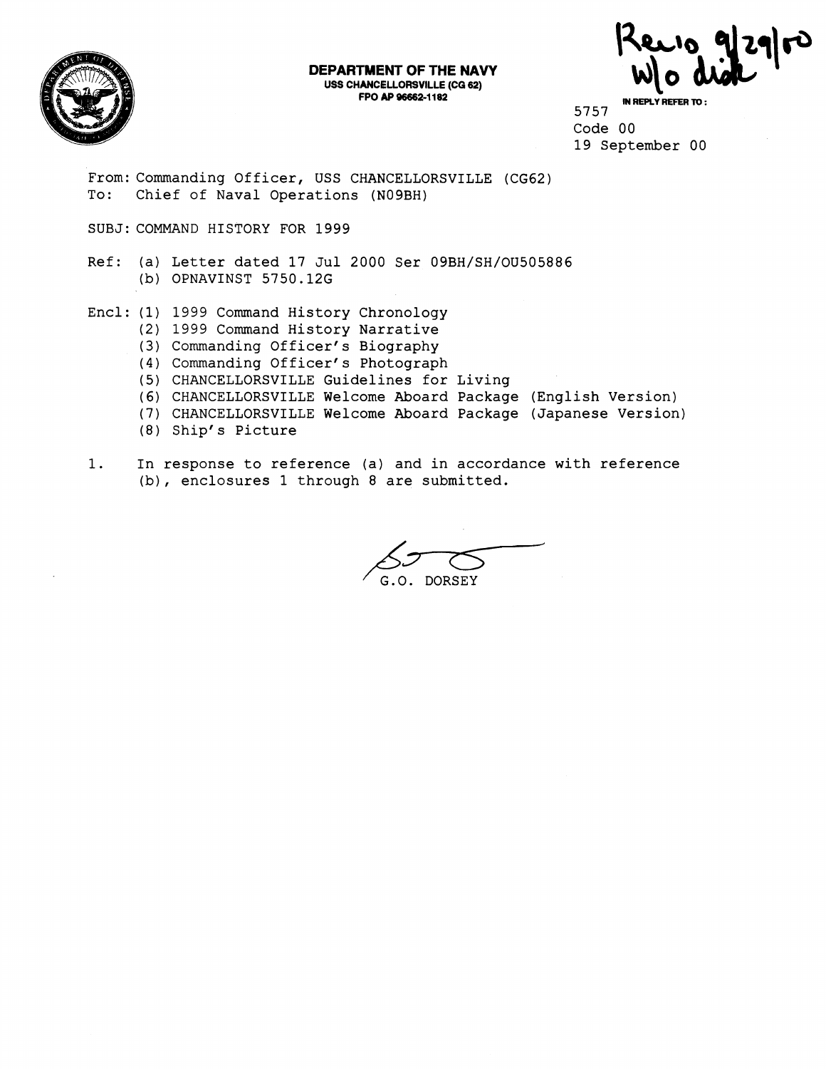**DEPARTMENT OF THE NAVY**
**USS CHANCELLORSVILLE (CG 62)**
**FPO AP 96662-1182**

Recio 9/29/00
W/o disk

IN REPLY REFER TO:
5757
Code 00
19 September 00

From: Commanding Officer, USS CHANCELLORSVILLE (CG62)
To: Chief of Naval Operations (N09BH)

SUBJ: COMMAND HISTORY FOR 1999

Ref: (a) Letter dated 17 Jul 2000 Ser 09BH/SH/OU505886
(b) OPNAVINST 5750.12G

Encl: (1) 1999 Command History Chronology
(2) 1999 Command History Narrative
(3) Commanding Officer's Biography
(4) Commanding Officer's Photograph
(5) CHANCELLORSVILLE Guidelines for Living
(6) CHANCELLORSVILLE Welcome Aboard Package (English Version)
(7) CHANCELLORSVILLE Welcome Aboard Package (Japanese Version)
(8) Ship's Picture

1. In response to reference (a) and in accordance with reference (b), enclosures 1 through 8 are submitted.

G.O. DORSEY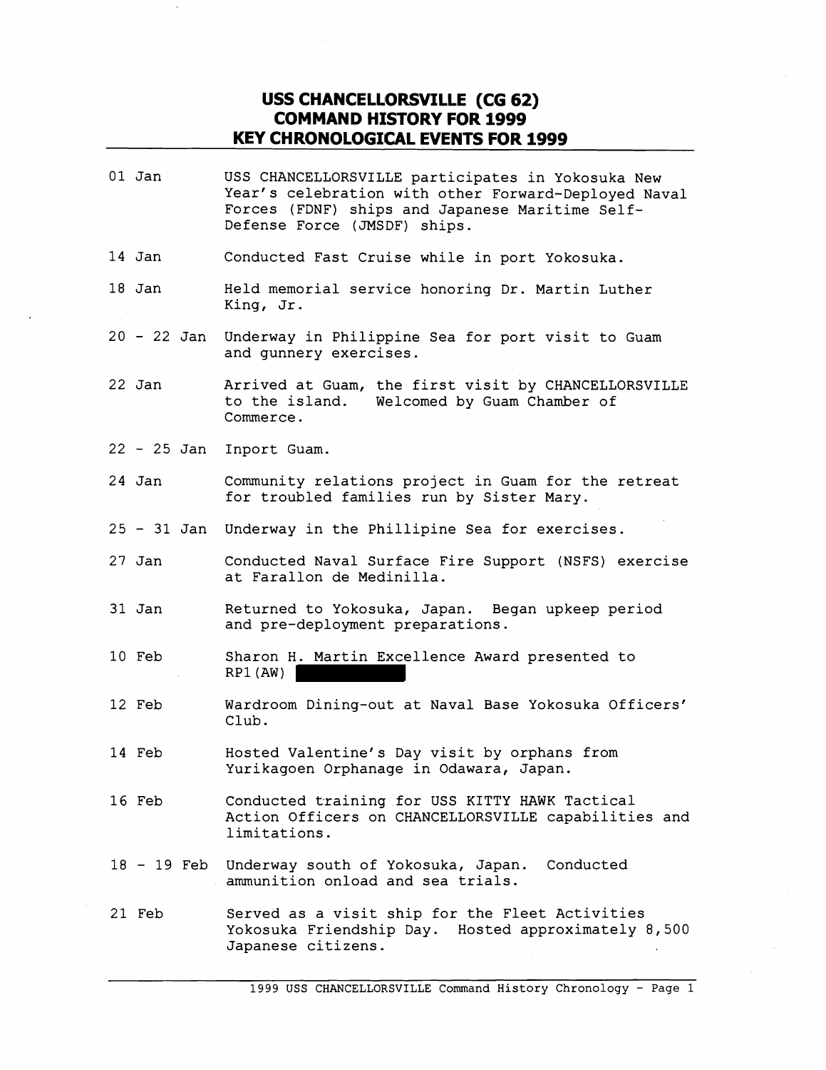# USS CHANCELLORSVILLE (CG 62)
# COMMAND HISTORY FOR 1999
# KEY CHRONOLOGICAL EVENTS FOR 1999

| | |
|---|---|
| 01 Jan | USS CHANCELLORSVILLE participates in Yokosuka New Year's celebration with other Forward-Deployed Naval Forces (FDNF) ships and Japanese Maritime Self-Defense Force (JMSDF) ships. |
| 14 Jan | Conducted Fast Cruise while in port Yokosuka. |
| 18 Jan | Held memorial service honoring Dr. Martin Luther King, Jr. |
| 20 - 22 Jan | Underway in Philippine Sea for port visit to Guam and gunnery exercises. |
| 22 Jan | Arrived at Guam, the first visit by CHANCELLORSVILLE to the island. Welcomed by Guam Chamber of Commerce. |
| 22 - 25 Jan | Inport Guam. |
| 24 Jan | Community relations project in Guam for the retreat for troubled families run by Sister Mary. |
| 25 - 31 Jan | Underway in the Phillipine Sea for exercises. |
| 27 Jan | Conducted Naval Surface Fire Support (NSFS) exercise at Farallon de Medinilla. |
| 31 Jan | Returned to Yokosuka, Japan. Began upkeep period and pre-deployment preparations. |
| 10 Feb | Sharon H. Martin Excellence Award presented to RP1(AW) |
| 12 Feb | Wardroom Dining-out at Naval Base Yokosuka Officers' Club. |
| 14 Feb | Hosted Valentine's Day visit by orphans from Yurikagoen Orphanage in Odawara, Japan. |
| 16 Feb | Conducted training for USS KITTY HAWK Tactical Action Officers on CHANCELLORSVILLE capabilities and limitations. |
| 18 - 19 Feb | Underway south of Yokosuka, Japan. Conducted ammunition onload and sea trials. |
| 21 Feb | Served as a visit ship for the Fleet Activities Yokosuka Friendship Day. Hosted approximately 8,500 Japanese citizens. |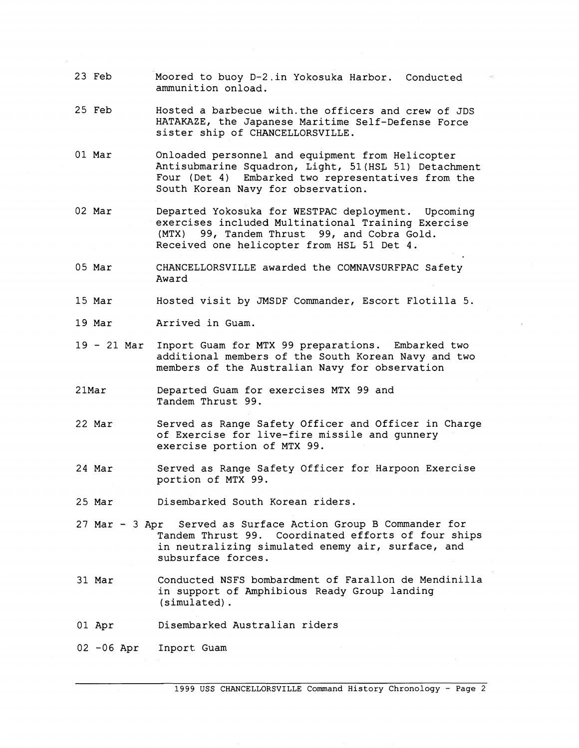| | |
|---|---|
| 23 Feb | Moored to buoy D-2.in Yokosuka Harbor. Conducted ammunition onload. |
| 25 Feb | Hosted a barbecue with.the officers and crew of JDS HATAKAZE, the Japanese Maritime Self-Defense Force sister ship of CHANCELLORSVILLE. |
| 01 Mar | Onloaded personnel and equipment from Helicopter Antisubmarine Squadron, Light, 51(HSL 51) Detachment Four (Det 4) Embarked two representatives from the South Korean Navy for observation. |
| 02 Mar | Departed Yokosuka for WESTPAC deployment. Upcoming exercises included Multinational Training Exercise (MTX) 99, Tandem Thrust 99, and Cobra Gold. Received one helicopter from HSL 51 Det 4. |
| 05 Mar | CHANCELLORSVILLE awarded the COMNAVSURFPAC Safety Award |
| 15 Mar | Hosted visit by JMSDF Commander, Escort Flotilla 5. |
| 19 Mar | Arrived in Guam. |
| 19 - 21 Mar | Inport Guam for MTX 99 preparations. Embarked two additional members of the South Korean Navy and two members of the Australian Navy for observation |
| 21Mar | Departed Guam for exercises MTX 99 and Tandem Thrust 99. |
| 22 Mar | Served as Range Safety Officer and Officer in Charge of Exercise for live-fire missile and gunnery exercise portion of MTX 99. |
| 24 Mar | Served as Range Safety Officer for Harpoon Exercise portion of MTX 99. |
| 25 Mar | Disembarked South Korean riders. |
| 27 Mar - 3 Apr | Served as Surface Action Group B Commander for Tandem Thrust 99. Coordinated efforts of four ships in neutralizing simulated enemy air, surface, and subsurface forces. |
| 31 Mar | Conducted NSFS bombardment of Farallon de Mendinilla in support of Amphibious Ready Group landing (simulated). |
| 01 Apr | Disembarked Australian riders |
| 02 -06 Apr | Inport Guam |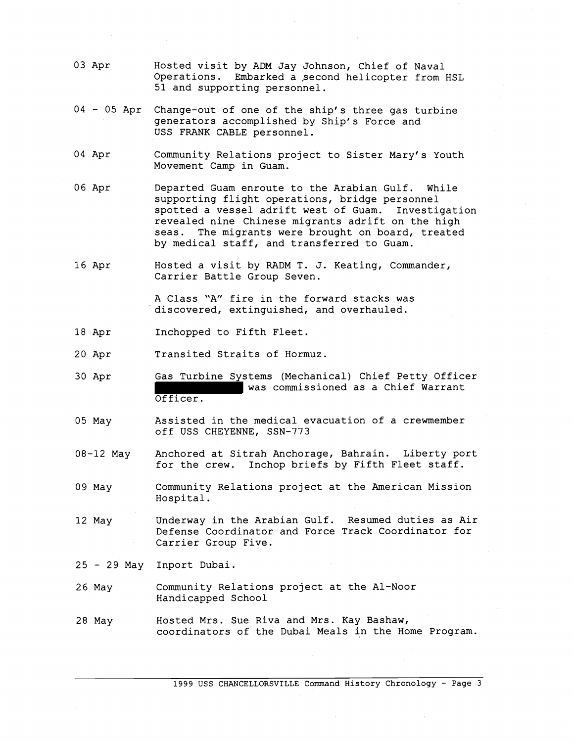03 Apr — Hosted visit by ADM Jay Johnson, Chief of Naval Operations. Embarked a second helicopter from HSL 51 and supporting personnel.

04 - 05 Apr — Change-out of one of the ship's three gas turbine generators accomplished by Ship's Force and USS FRANK CABLE personnel.

04 Apr — Community Relations project to Sister Mary's Youth Movement Camp in Guam.

06 Apr — Departed Guam enroute to the Arabian Gulf. While supporting flight operations, bridge personnel spotted a vessel adrift west of Guam. Investigation revealed nine Chinese migrants adrift on the high seas. The migrants were brought on board, treated by medical staff, and transferred to Guam.

16 Apr — Hosted a visit by RADM T. J. Keating, Commander, Carrier Battle Group Seven.

A Class "A" fire in the forward stacks was discovered, extinguished, and overhauled.

18 Apr — Inchopped to Fifth Fleet.

20 Apr — Transited Straits of Hormuz.

30 Apr — Gas Turbine Systems (Mechanical) Chief Petty Officer [REDACTED] was commissioned as a Chief Warrant Officer.

05 May — Assisted in the medical evacuation of a crewmember off USS CHEYENNE, SSN-773

08-12 May — Anchored at Sitrah Anchorage, Bahrain. Liberty port for the crew. Inchop briefs by Fifth Fleet staff.

09 May — Community Relations project at the American Mission Hospital.

12 May — Underway in the Arabian Gulf. Resumed duties as Air Defense Coordinator and Force Track Coordinator for Carrier Group Five.

25 - 29 May — Inport Dubai.

26 May — Community Relations project at the Al-Noor Handicapped School

28 May — Hosted Mrs. Sue Riva and Mrs. Kay Bashaw, coordinators of the Dubai Meals in the Home Program.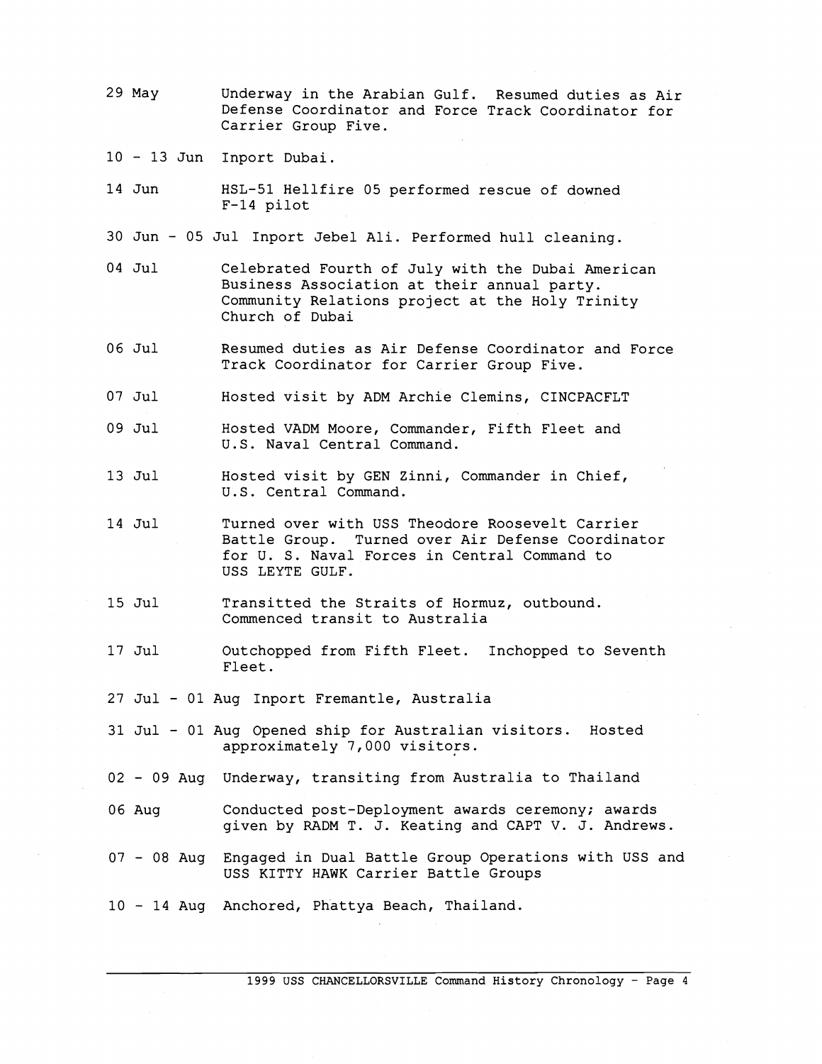29 May	Underway in the Arabian Gulf. Resumed duties as Air Defense Coordinator and Force Track Coordinator for Carrier Group Five.

10 - 13 Jun	Inport Dubai.

14 Jun	HSL-51 Hellfire 05 performed rescue of downed F-14 pilot

30 Jun - 05 Jul	Inport Jebel Ali. Performed hull cleaning.

04 Jul	Celebrated Fourth of July with the Dubai American Business Association at their annual party. Community Relations project at the Holy Trinity Church of Dubai

06 Jul	Resumed duties as Air Defense Coordinator and Force Track Coordinator for Carrier Group Five.

07 Jul	Hosted visit by ADM Archie Clemins, CINCPACFLT

09 Jul	Hosted VADM Moore, Commander, Fifth Fleet and U.S. Naval Central Command.

13 Jul	Hosted visit by GEN Zinni, Commander in Chief, U.S. Central Command.

14 Jul	Turned over with USS Theodore Roosevelt Carrier Battle Group. Turned over Air Defense Coordinator for U. S. Naval Forces in Central Command to USS LEYTE GULF.

15 Jul	Transitted the Straits of Hormuz, outbound. Commenced transit to Australia

17 Jul	Outchopped from Fifth Fleet. Inchopped to Seventh Fleet.

27 Jul - 01 Aug	Inport Fremantle, Australia

31 Jul - 01 Aug	Opened ship for Australian visitors. Hosted approximately 7,000 visitors.

02 - 09 Aug	Underway, transiting from Australia to Thailand

06 Aug	Conducted post-Deployment awards ceremony; awards given by RADM T. J. Keating and CAPT V. J. Andrews.

07 - 08 Aug	Engaged in Dual Battle Group Operations with USS and USS KITTY HAWK Carrier Battle Groups

10 - 14 Aug	Anchored, Phattya Beach, Thailand.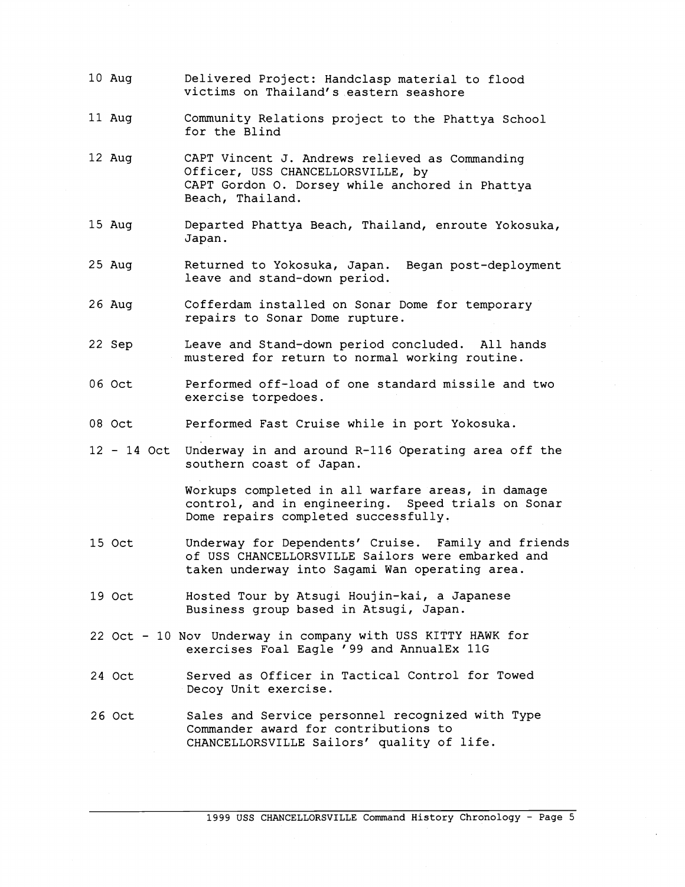10 Aug Delivered Project: Handclasp material to flood victims on Thailand's eastern seashore

11 Aug Community Relations project to the Phattya School for the Blind

12 Aug CAPT Vincent J. Andrews relieved as Commanding Officer, USS CHANCELLORSVILLE, by CAPT Gordon O. Dorsey while anchored in Phattya Beach, Thailand.

15 Aug Departed Phattya Beach, Thailand, enroute Yokosuka, Japan.

25 Aug Returned to Yokosuka, Japan. Began post-deployment leave and stand-down period.

26 Aug Cofferdam installed on Sonar Dome for temporary repairs to Sonar Dome rupture.

22 Sep Leave and Stand-down period concluded. All hands mustered for return to normal working routine.

06 Oct Performed off-load of one standard missile and two exercise torpedoes.

08 Oct Performed Fast Cruise while in port Yokosuka.

12 - 14 Oct Underway in and around R-116 Operating area off the southern coast of Japan.

Workups completed in all warfare areas, in damage control, and in engineering. Speed trials on Sonar Dome repairs completed successfully.

15 Oct Underway for Dependents' Cruise. Family and friends of USS CHANCELLORSVILLE Sailors were embarked and taken underway into Sagami Wan operating area.

19 Oct Hosted Tour by Atsugi Houjin-kai, a Japanese Business group based in Atsugi, Japan.

22 Oct - 10 Nov Underway in company with USS KITTY HAWK for exercises Foal Eagle '99 and AnnualEx 11G

24 Oct Served as Officer in Tactical Control for Towed Decoy Unit exercise.

26 Oct Sales and Service personnel recognized with Type Commander award for contributions to CHANCELLORSVILLE Sailors' quality of life.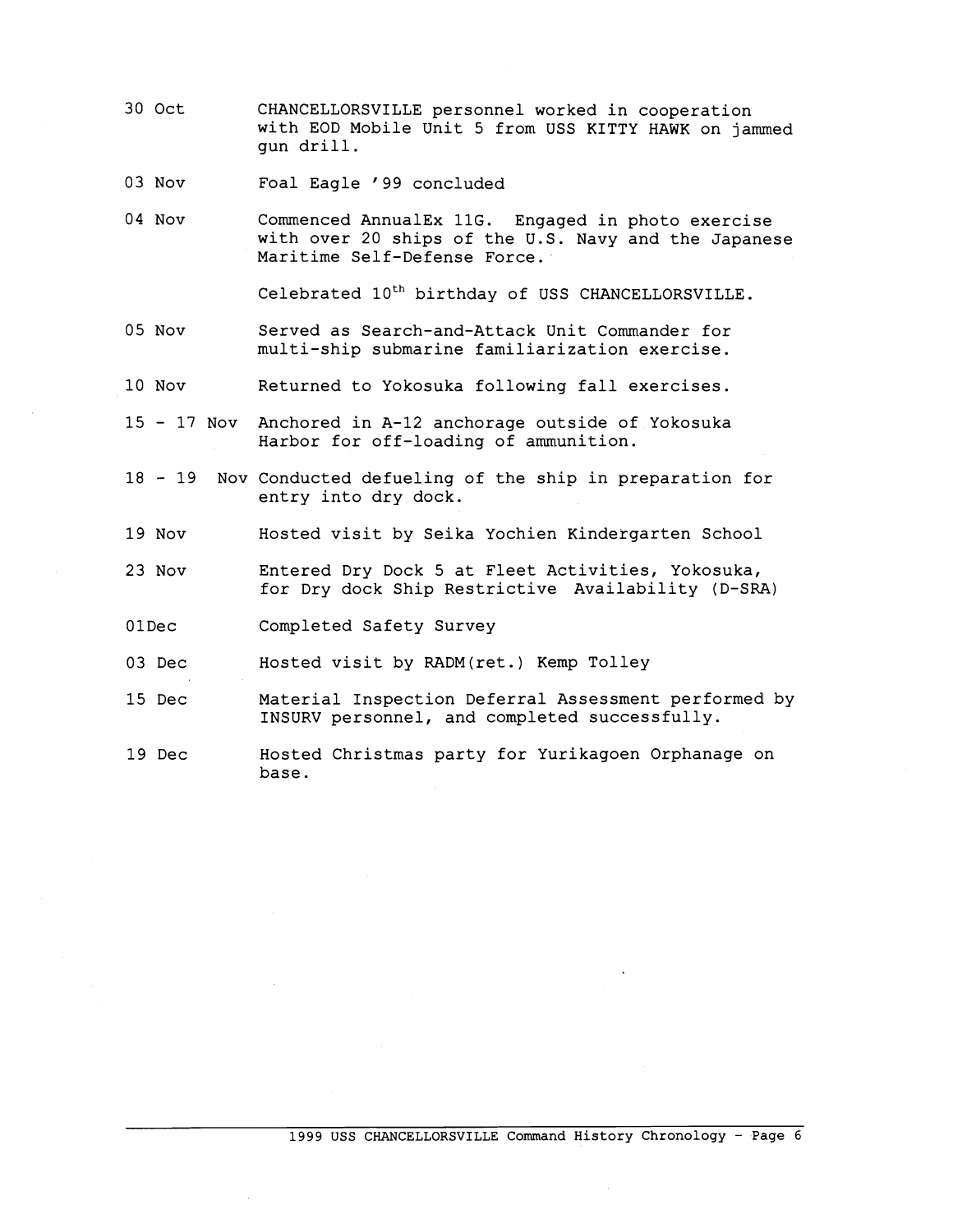| | |
|---|---|
| 30 Oct | CHANCELLORSVILLE personnel worked in cooperation with EOD Mobile Unit 5 from USS KITTY HAWK on jammed gun drill. |
| 03 Nov | Foal Eagle '99 concluded |
| 04 Nov | Commenced AnnualEx 11G. Engaged in photo exercise with over 20 ships of the U.S. Navy and the Japanese Maritime Self-Defense Force.<br><br>Celebrated 10th birthday of USS CHANCELLORSVILLE. |
| 05 Nov | Served as Search-and-Attack Unit Commander for multi-ship submarine familiarization exercise. |
| 10 Nov | Returned to Yokosuka following fall exercises. |
| 15 - 17 Nov | Anchored in A-12 anchorage outside of Yokosuka Harbor for off-loading of ammunition. |
| 18 - 19 Nov | Conducted defueling of the ship in preparation for entry into dry dock. |
| 19 Nov | Hosted visit by Seika Yochien Kindergarten School |
| 23 Nov | Entered Dry Dock 5 at Fleet Activities, Yokosuka, for Dry dock Ship Restrictive Availability (D-SRA) |
| 01Dec | Completed Safety Survey |
| 03 Dec | Hosted visit by RADM(ret.) Kemp Tolley |
| 15 Dec | Material Inspection Deferral Assessment performed by INSURV personnel, and completed successfully. |
| 19 Dec | Hosted Christmas party for Yurikagoen Orphanage on base. |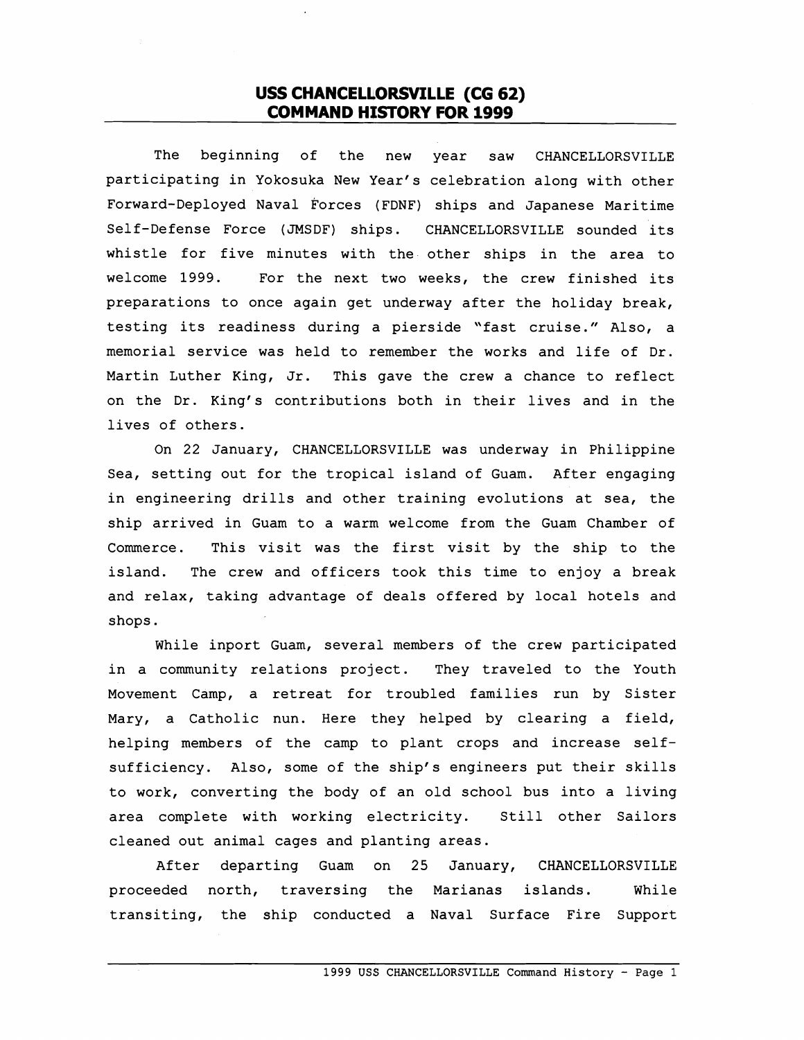# USS CHANCELLORSVILLE (CG 62)
# COMMAND HISTORY FOR 1999

The beginning of the new year saw CHANCELLORSVILLE participating in Yokosuka New Year's celebration along with other Forward-Deployed Naval Forces (FDNF) ships and Japanese Maritime Self-Defense Force (JMSDF) ships. CHANCELLORSVILLE sounded its whistle for five minutes with the other ships in the area to welcome 1999. For the next two weeks, the crew finished its preparations to once again get underway after the holiday break, testing its readiness during a pierside "fast cruise." Also, a memorial service was held to remember the works and life of Dr. Martin Luther King, Jr. This gave the crew a chance to reflect on the Dr. King's contributions both in their lives and in the lives of others.

On 22 January, CHANCELLORSVILLE was underway in Philippine Sea, setting out for the tropical island of Guam. After engaging in engineering drills and other training evolutions at sea, the ship arrived in Guam to a warm welcome from the Guam Chamber of Commerce. This visit was the first visit by the ship to the island. The crew and officers took this time to enjoy a break and relax, taking advantage of deals offered by local hotels and shops.

While inport Guam, several members of the crew participated in a community relations project. They traveled to the Youth Movement Camp, a retreat for troubled families run by Sister Mary, a Catholic nun. Here they helped by clearing a field, helping members of the camp to plant crops and increase self-sufficiency. Also, some of the ship's engineers put their skills to work, converting the body of an old school bus into a living area complete with working electricity. Still other Sailors cleaned out animal cages and planting areas.

After departing Guam on 25 January, CHANCELLORSVILLE proceeded north, traversing the Marianas islands. While transiting, the ship conducted a Naval Surface Fire Support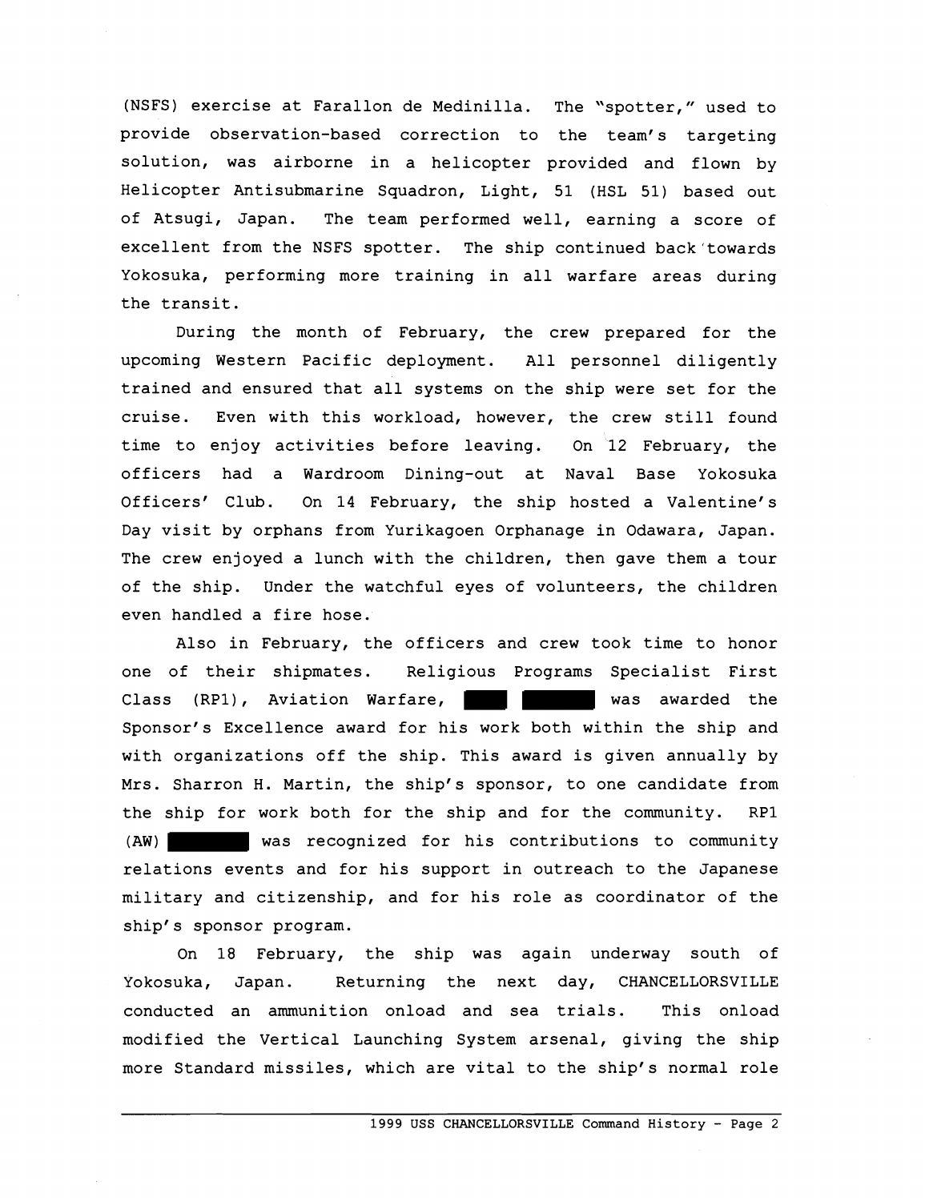(NSFS) exercise at Farallon de Medinilla. The "spotter," used to provide observation-based correction to the team's targeting solution, was airborne in a helicopter provided and flown by Helicopter Antisubmarine Squadron, Light, 51 (HSL 51) based out of Atsugi, Japan. The team performed well, earning a score of excellent from the NSFS spotter. The ship continued back towards Yokosuka, performing more training in all warfare areas during the transit.

During the month of February, the crew prepared for the upcoming Western Pacific deployment. All personnel diligently trained and ensured that all systems on the ship were set for the cruise. Even with this workload, however, the crew still found time to enjoy activities before leaving. On 12 February, the officers had a Wardroom Dining-out at Naval Base Yokosuka Officers' Club. On 14 February, the ship hosted a Valentine's Day visit by orphans from Yurikagoen Orphanage in Odawara, Japan. The crew enjoyed a lunch with the children, then gave them a tour of the ship. Under the watchful eyes of volunteers, the children even handled a fire hose.

Also in February, the officers and crew took time to honor one of their shipmates. Religious Programs Specialist First Class (RP1), Aviation Warfare, ████ ██████ was awarded the Sponsor's Excellence award for his work both within the ship and with organizations off the ship. This award is given annually by Mrs. Sharron H. Martin, the ship's sponsor, to one candidate from the ship for work both for the ship and for the community. RP1 (AW) ██████ was recognized for his contributions to community relations events and for his support in outreach to the Japanese military and citizenship, and for his role as coordinator of the ship's sponsor program.

On 18 February, the ship was again underway south of Yokosuka, Japan. Returning the next day, CHANCELLORSVILLE conducted an ammunition onload and sea trials. This onload modified the Vertical Launching System arsenal, giving the ship more Standard missiles, which are vital to the ship's normal role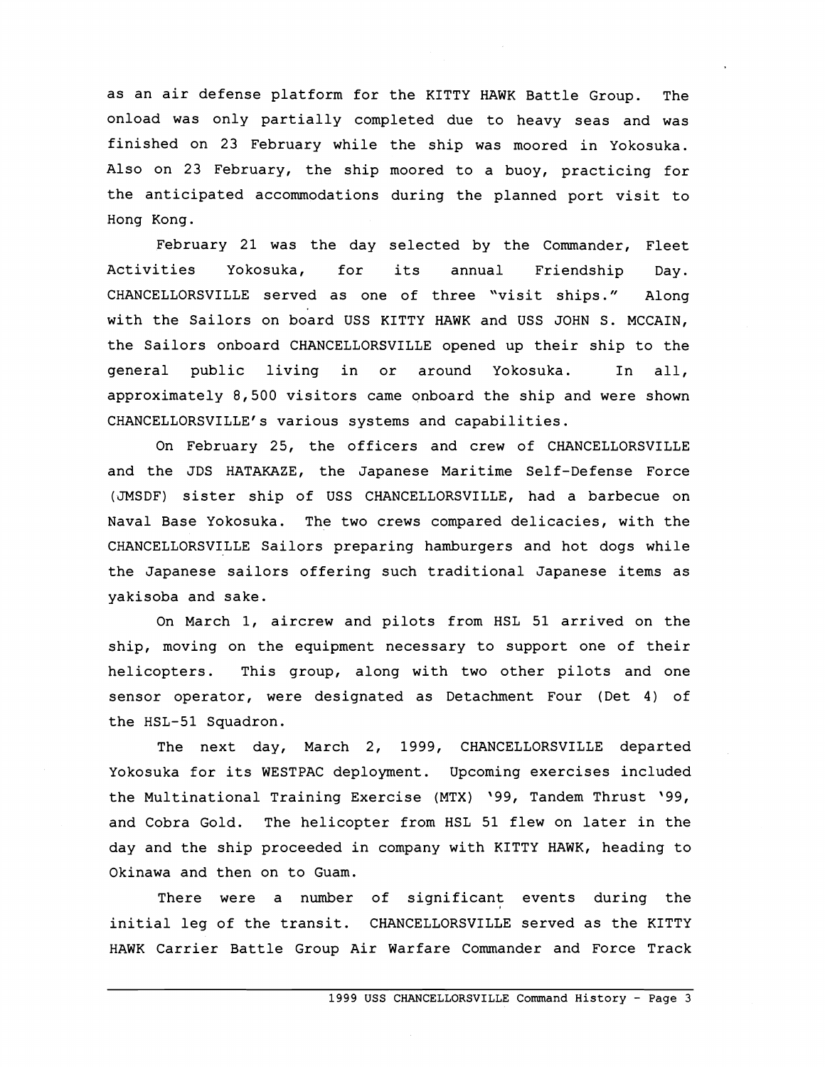as an air defense platform for the KITTY HAWK Battle Group. The onload was only partially completed due to heavy seas and was finished on 23 February while the ship was moored in Yokosuka. Also on 23 February, the ship moored to a buoy, practicing for the anticipated accommodations during the planned port visit to Hong Kong.

February 21 was the day selected by the Commander, Fleet Activities Yokosuka, for its annual Friendship Day. CHANCELLORSVILLE served as one of three "visit ships." Along with the Sailors on board USS KITTY HAWK and USS JOHN S. MCCAIN, the Sailors onboard CHANCELLORSVILLE opened up their ship to the general public living in or around Yokosuka. In all, approximately 8,500 visitors came onboard the ship and were shown CHANCELLORSVILLE's various systems and capabilities.

On February 25, the officers and crew of CHANCELLORSVILLE and the JDS HATAKAZE, the Japanese Maritime Self-Defense Force (JMSDF) sister ship of USS CHANCELLORSVILLE, had a barbecue on Naval Base Yokosuka. The two crews compared delicacies, with the CHANCELLORSVILLE Sailors preparing hamburgers and hot dogs while the Japanese sailors offering such traditional Japanese items as yakisoba and sake.

On March 1, aircrew and pilots from HSL 51 arrived on the ship, moving on the equipment necessary to support one of their helicopters. This group, along with two other pilots and one sensor operator, were designated as Detachment Four (Det 4) of the HSL-51 Squadron.

The next day, March 2, 1999, CHANCELLORSVILLE departed Yokosuka for its WESTPAC deployment. Upcoming exercises included the Multinational Training Exercise (MTX) '99, Tandem Thrust '99, and Cobra Gold. The helicopter from HSL 51 flew on later in the day and the ship proceeded in company with KITTY HAWK, heading to Okinawa and then on to Guam.

There were a number of significant events during the initial leg of the transit. CHANCELLORSVILLE served as the KITTY HAWK Carrier Battle Group Air Warfare Commander and Force Track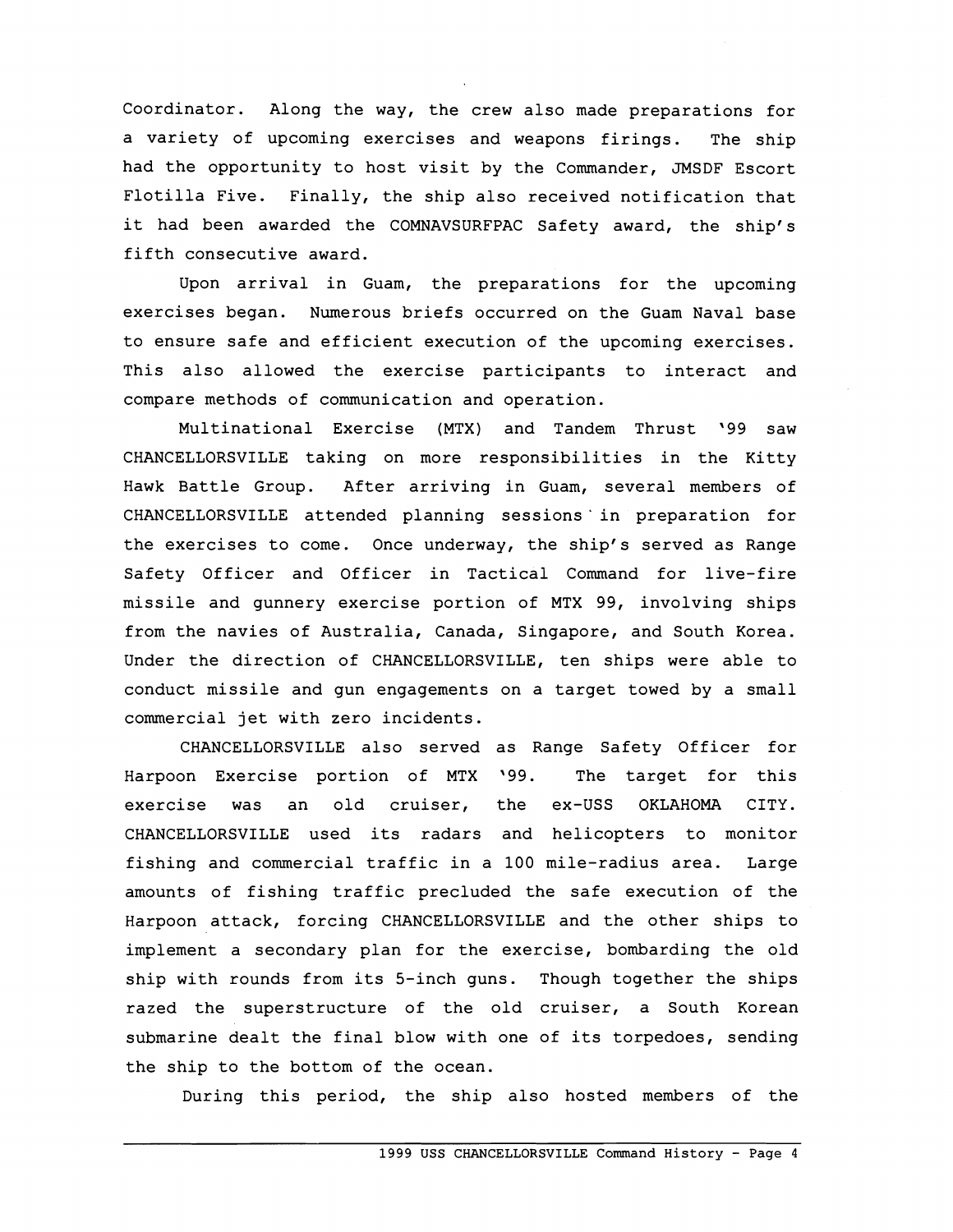Coordinator. Along the way, the crew also made preparations for a variety of upcoming exercises and weapons firings. The ship had the opportunity to host visit by the Commander, JMSDF Escort Flotilla Five. Finally, the ship also received notification that it had been awarded the COMNAVSURFPAC Safety award, the ship's fifth consecutive award.

Upon arrival in Guam, the preparations for the upcoming exercises began. Numerous briefs occurred on the Guam Naval base to ensure safe and efficient execution of the upcoming exercises. This also allowed the exercise participants to interact and compare methods of communication and operation.

Multinational Exercise (MTX) and Tandem Thrust '99 saw CHANCELLORSVILLE taking on more responsibilities in the Kitty Hawk Battle Group. After arriving in Guam, several members of CHANCELLORSVILLE attended planning sessions in preparation for the exercises to come. Once underway, the ship's served as Range Safety Officer and Officer in Tactical Command for live-fire missile and gunnery exercise portion of MTX 99, involving ships from the navies of Australia, Canada, Singapore, and South Korea. Under the direction of CHANCELLORSVILLE, ten ships were able to conduct missile and gun engagements on a target towed by a small commercial jet with zero incidents.

CHANCELLORSVILLE also served as Range Safety Officer for Harpoon Exercise portion of MTX '99. The target for this exercise was an old cruiser, the ex-USS OKLAHOMA CITY. CHANCELLORSVILLE used its radars and helicopters to monitor fishing and commercial traffic in a 100 mile-radius area. Large amounts of fishing traffic precluded the safe execution of the Harpoon attack, forcing CHANCELLORSVILLE and the other ships to implement a secondary plan for the exercise, bombarding the old ship with rounds from its 5-inch guns. Though together the ships razed the superstructure of the old cruiser, a South Korean submarine dealt the final blow with one of its torpedoes, sending the ship to the bottom of the ocean.

During this period, the ship also hosted members of the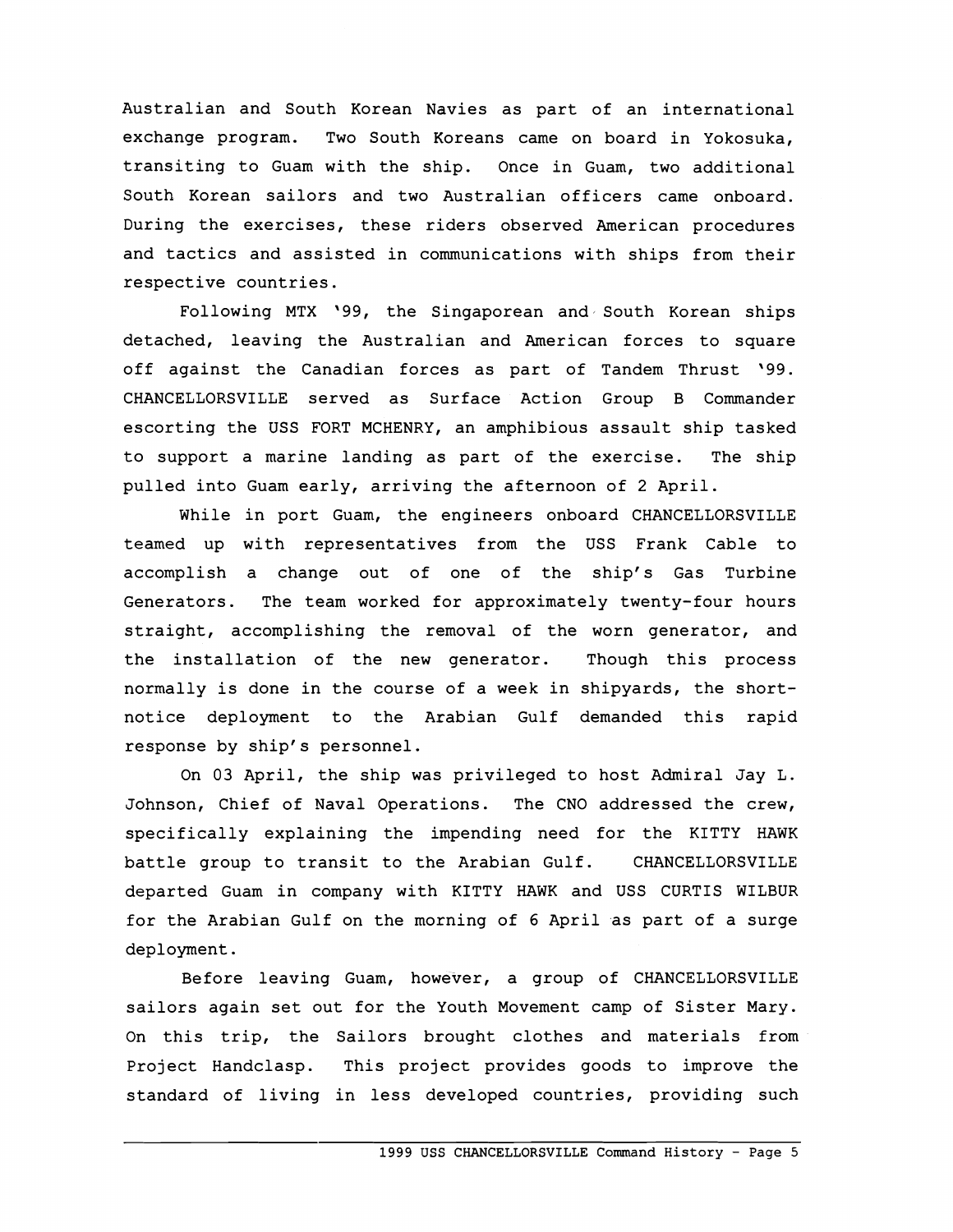Australian and South Korean Navies as part of an international exchange program. Two South Koreans came on board in Yokosuka, transiting to Guam with the ship. Once in Guam, two additional South Korean sailors and two Australian officers came onboard. During the exercises, these riders observed American procedures and tactics and assisted in communications with ships from their respective countries.

Following MTX '99, the Singaporean and South Korean ships detached, leaving the Australian and American forces to square off against the Canadian forces as part of Tandem Thrust '99. CHANCELLORSVILLE served as Surface Action Group B Commander escorting the USS FORT MCHENRY, an amphibious assault ship tasked to support a marine landing as part of the exercise. The ship pulled into Guam early, arriving the afternoon of 2 April.

While in port Guam, the engineers onboard CHANCELLORSVILLE teamed up with representatives from the USS Frank Cable to accomplish a change out of one of the ship's Gas Turbine Generators. The team worked for approximately twenty-four hours straight, accomplishing the removal of the worn generator, and the installation of the new generator. Though this process normally is done in the course of a week in shipyards, the short-notice deployment to the Arabian Gulf demanded this rapid response by ship's personnel.

On 03 April, the ship was privileged to host Admiral Jay L. Johnson, Chief of Naval Operations. The CNO addressed the crew, specifically explaining the impending need for the KITTY HAWK battle group to transit to the Arabian Gulf. CHANCELLORSVILLE departed Guam in company with KITTY HAWK and USS CURTIS WILBUR for the Arabian Gulf on the morning of 6 April as part of a surge deployment.

Before leaving Guam, however, a group of CHANCELLORSVILLE sailors again set out for the Youth Movement camp of Sister Mary. On this trip, the Sailors brought clothes and materials from Project Handclasp. This project provides goods to improve the standard of living in less developed countries, providing such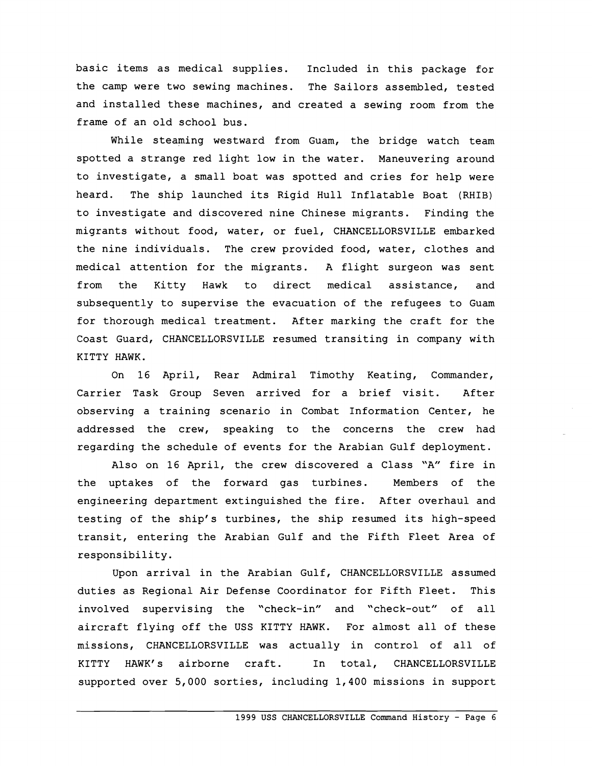basic items as medical supplies. Included in this package for the camp were two sewing machines. The Sailors assembled, tested and installed these machines, and created a sewing room from the frame of an old school bus.

While steaming westward from Guam, the bridge watch team spotted a strange red light low in the water. Maneuvering around to investigate, a small boat was spotted and cries for help were heard. The ship launched its Rigid Hull Inflatable Boat (RHIB) to investigate and discovered nine Chinese migrants. Finding the migrants without food, water, or fuel, CHANCELLORSVILLE embarked the nine individuals. The crew provided food, water, clothes and medical attention for the migrants. A flight surgeon was sent from the Kitty Hawk to direct medical assistance, and subsequently to supervise the evacuation of the refugees to Guam for thorough medical treatment. After marking the craft for the Coast Guard, CHANCELLORSVILLE resumed transiting in company with KITTY HAWK.

On 16 April, Rear Admiral Timothy Keating, Commander, Carrier Task Group Seven arrived for a brief visit. After observing a training scenario in Combat Information Center, he addressed the crew, speaking to the concerns the crew had regarding the schedule of events for the Arabian Gulf deployment.

Also on 16 April, the crew discovered a Class "A" fire in the uptakes of the forward gas turbines. Members of the engineering department extinguished the fire. After overhaul and testing of the ship's turbines, the ship resumed its high-speed transit, entering the Arabian Gulf and the Fifth Fleet Area of responsibility.

Upon arrival in the Arabian Gulf, CHANCELLORSVILLE assumed duties as Regional Air Defense Coordinator for Fifth Fleet. This involved supervising the "check-in" and "check-out" of all aircraft flying off the USS KITTY HAWK. For almost all of these missions, CHANCELLORSVILLE was actually in control of all of KITTY HAWK's airborne craft. In total, CHANCELLORSVILLE supported over 5,000 sorties, including 1,400 missions in support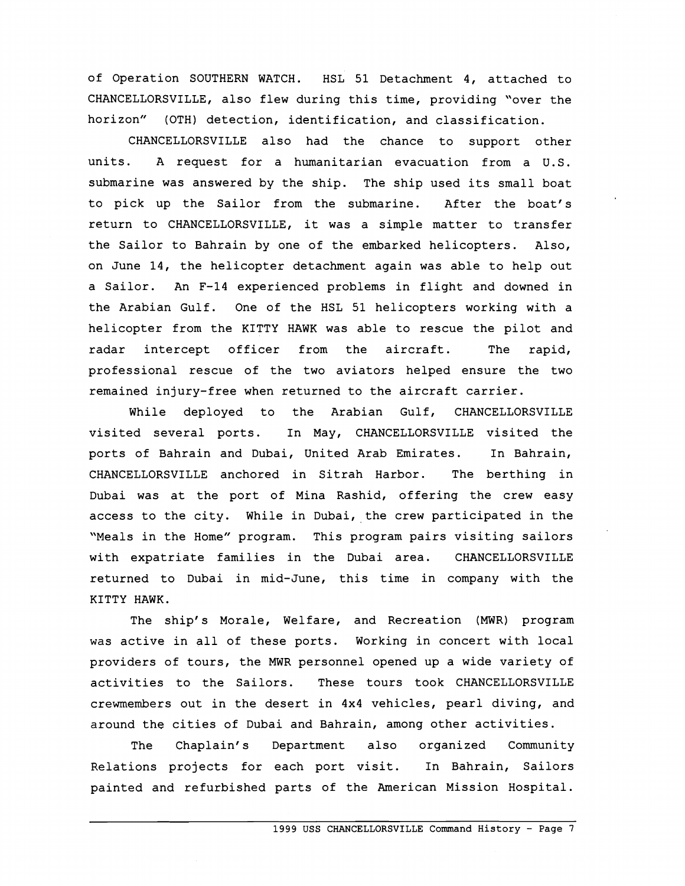of Operation SOUTHERN WATCH. HSL 51 Detachment 4, attached to CHANCELLORSVILLE, also flew during this time, providing "over the horizon" (OTH) detection, identification, and classification.

CHANCELLORSVILLE also had the chance to support other units. A request for a humanitarian evacuation from a U.S. submarine was answered by the ship. The ship used its small boat to pick up the Sailor from the submarine. After the boat's return to CHANCELLORSVILLE, it was a simple matter to transfer the Sailor to Bahrain by one of the embarked helicopters. Also, on June 14, the helicopter detachment again was able to help out a Sailor. An F-14 experienced problems in flight and downed in the Arabian Gulf. One of the HSL 51 helicopters working with a helicopter from the KITTY HAWK was able to rescue the pilot and radar intercept officer from the aircraft. The rapid, professional rescue of the two aviators helped ensure the two remained injury-free when returned to the aircraft carrier.

While deployed to the Arabian Gulf, CHANCELLORSVILLE visited several ports. In May, CHANCELLORSVILLE visited the ports of Bahrain and Dubai, United Arab Emirates. In Bahrain, CHANCELLORSVILLE anchored in Sitrah Harbor. The berthing in Dubai was at the port of Mina Rashid, offering the crew easy access to the city. While in Dubai, the crew participated in the "Meals in the Home" program. This program pairs visiting sailors with expatriate families in the Dubai area. CHANCELLORSVILLE returned to Dubai in mid-June, this time in company with the KITTY HAWK.

The ship's Morale, Welfare, and Recreation (MWR) program was active in all of these ports. Working in concert with local providers of tours, the MWR personnel opened up a wide variety of activities to the Sailors. These tours took CHANCELLORSVILLE crewmembers out in the desert in 4x4 vehicles, pearl diving, and around the cities of Dubai and Bahrain, among other activities.

The Chaplain's Department also organized Community Relations projects for each port visit. In Bahrain, Sailors painted and refurbished parts of the American Mission Hospital.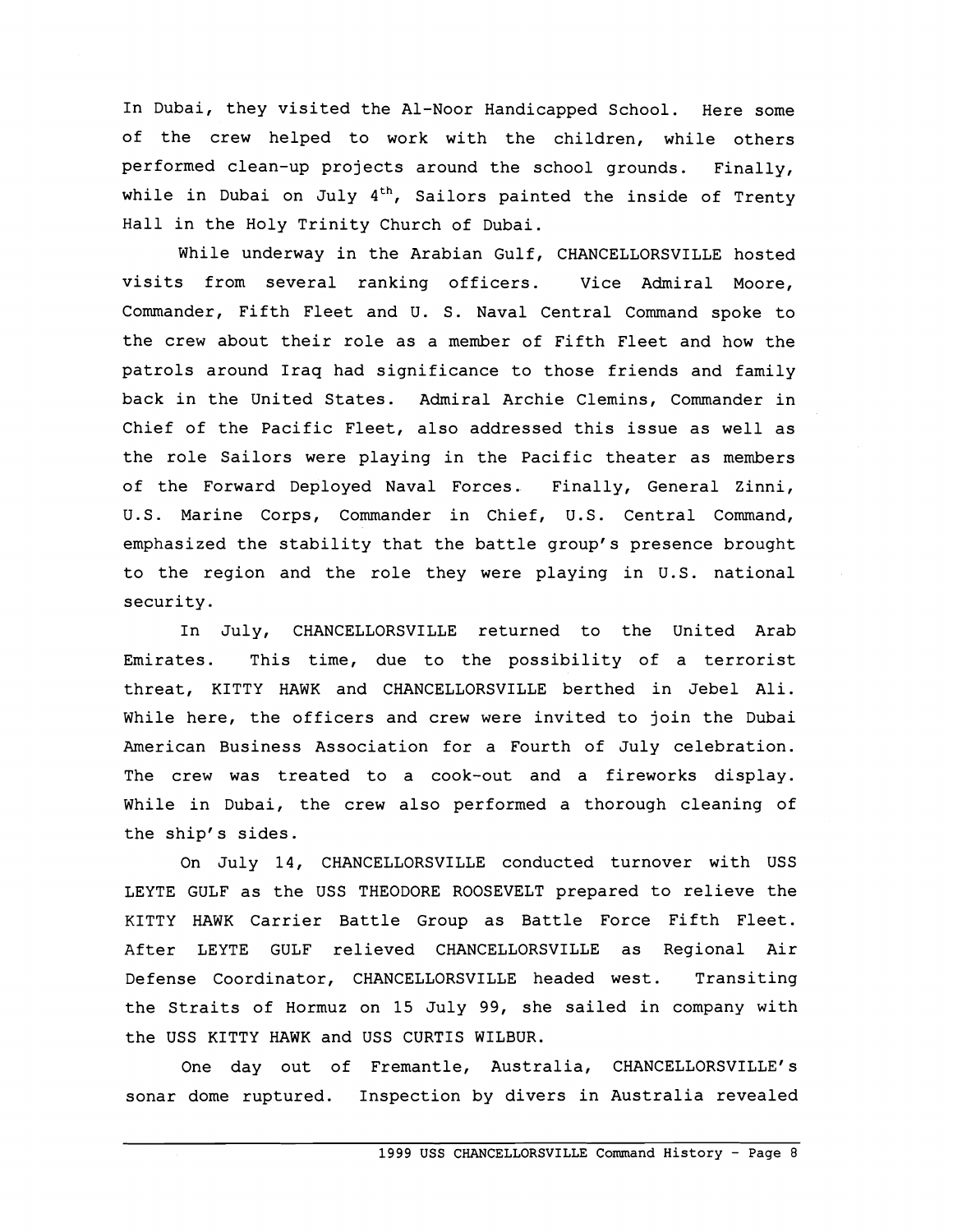In Dubai, they visited the Al-Noor Handicapped School. Here some of the crew helped to work with the children, while others performed clean-up projects around the school grounds. Finally, while in Dubai on July 4th, Sailors painted the inside of Trenty Hall in the Holy Trinity Church of Dubai.

While underway in the Arabian Gulf, CHANCELLORSVILLE hosted visits from several ranking officers. Vice Admiral Moore, Commander, Fifth Fleet and U. S. Naval Central Command spoke to the crew about their role as a member of Fifth Fleet and how the patrols around Iraq had significance to those friends and family back in the United States. Admiral Archie Clemins, Commander in Chief of the Pacific Fleet, also addressed this issue as well as the role Sailors were playing in the Pacific theater as members of the Forward Deployed Naval Forces. Finally, General Zinni, U.S. Marine Corps, Commander in Chief, U.S. Central Command, emphasized the stability that the battle group's presence brought to the region and the role they were playing in U.S. national security.

In July, CHANCELLORSVILLE returned to the United Arab Emirates. This time, due to the possibility of a terrorist threat, KITTY HAWK and CHANCELLORSVILLE berthed in Jebel Ali. While here, the officers and crew were invited to join the Dubai American Business Association for a Fourth of July celebration. The crew was treated to a cook-out and a fireworks display. While in Dubai, the crew also performed a thorough cleaning of the ship's sides.

On July 14, CHANCELLORSVILLE conducted turnover with USS LEYTE GULF as the USS THEODORE ROOSEVELT prepared to relieve the KITTY HAWK Carrier Battle Group as Battle Force Fifth Fleet. After LEYTE GULF relieved CHANCELLORSVILLE as Regional Air Defense Coordinator, CHANCELLORSVILLE headed west. Transiting the Straits of Hormuz on 15 July 99, she sailed in company with the USS KITTY HAWK and USS CURTIS WILBUR.

One day out of Fremantle, Australia, CHANCELLORSVILLE's sonar dome ruptured. Inspection by divers in Australia revealed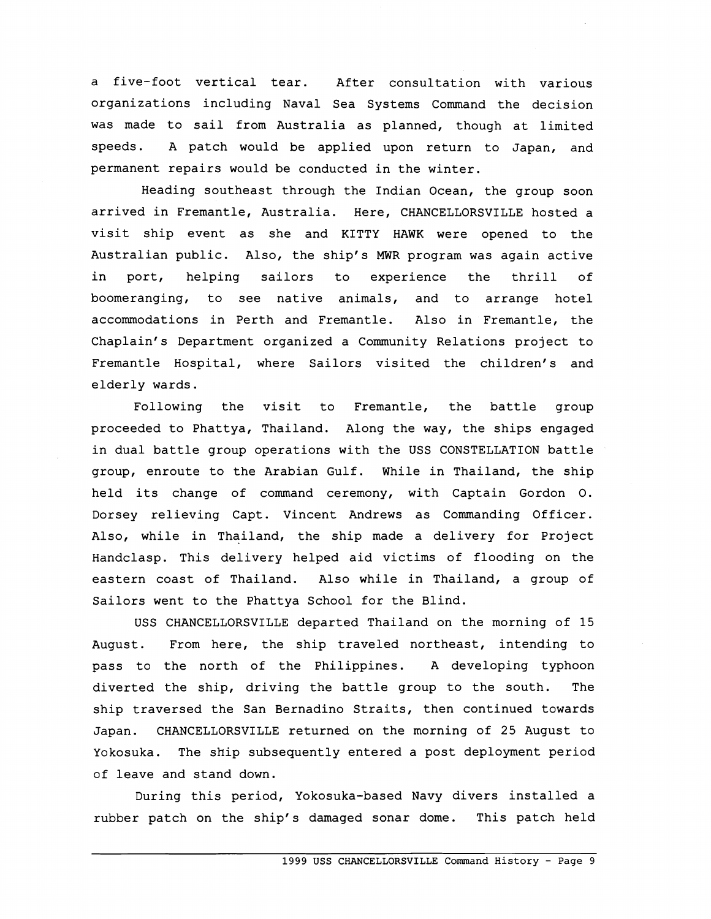a five-foot vertical tear. After consultation with various organizations including Naval Sea Systems Command the decision was made to sail from Australia as planned, though at limited speeds. A patch would be applied upon return to Japan, and permanent repairs would be conducted in the winter.

Heading southeast through the Indian Ocean, the group soon arrived in Fremantle, Australia. Here, CHANCELLORSVILLE hosted a visit ship event as she and KITTY HAWK were opened to the Australian public. Also, the ship's MWR program was again active in port, helping sailors to experience the thrill of boomeranging, to see native animals, and to arrange hotel accommodations in Perth and Fremantle. Also in Fremantle, the Chaplain's Department organized a Community Relations project to Fremantle Hospital, where Sailors visited the children's and elderly wards.

Following the visit to Fremantle, the battle group proceeded to Phattya, Thailand. Along the way, the ships engaged in dual battle group operations with the USS CONSTELLATION battle group, enroute to the Arabian Gulf. While in Thailand, the ship held its change of command ceremony, with Captain Gordon O. Dorsey relieving Capt. Vincent Andrews as Commanding Officer. Also, while in Thailand, the ship made a delivery for Project Handclasp. This delivery helped aid victims of flooding on the eastern coast of Thailand. Also while in Thailand, a group of Sailors went to the Phattya School for the Blind.

USS CHANCELLORSVILLE departed Thailand on the morning of 15 August. From here, the ship traveled northeast, intending to pass to the north of the Philippines. A developing typhoon diverted the ship, driving the battle group to the south. The ship traversed the San Bernadino Straits, then continued towards Japan. CHANCELLORSVILLE returned on the morning of 25 August to Yokosuka. The ship subsequently entered a post deployment period of leave and stand down.

During this period, Yokosuka-based Navy divers installed a rubber patch on the ship's damaged sonar dome. This patch held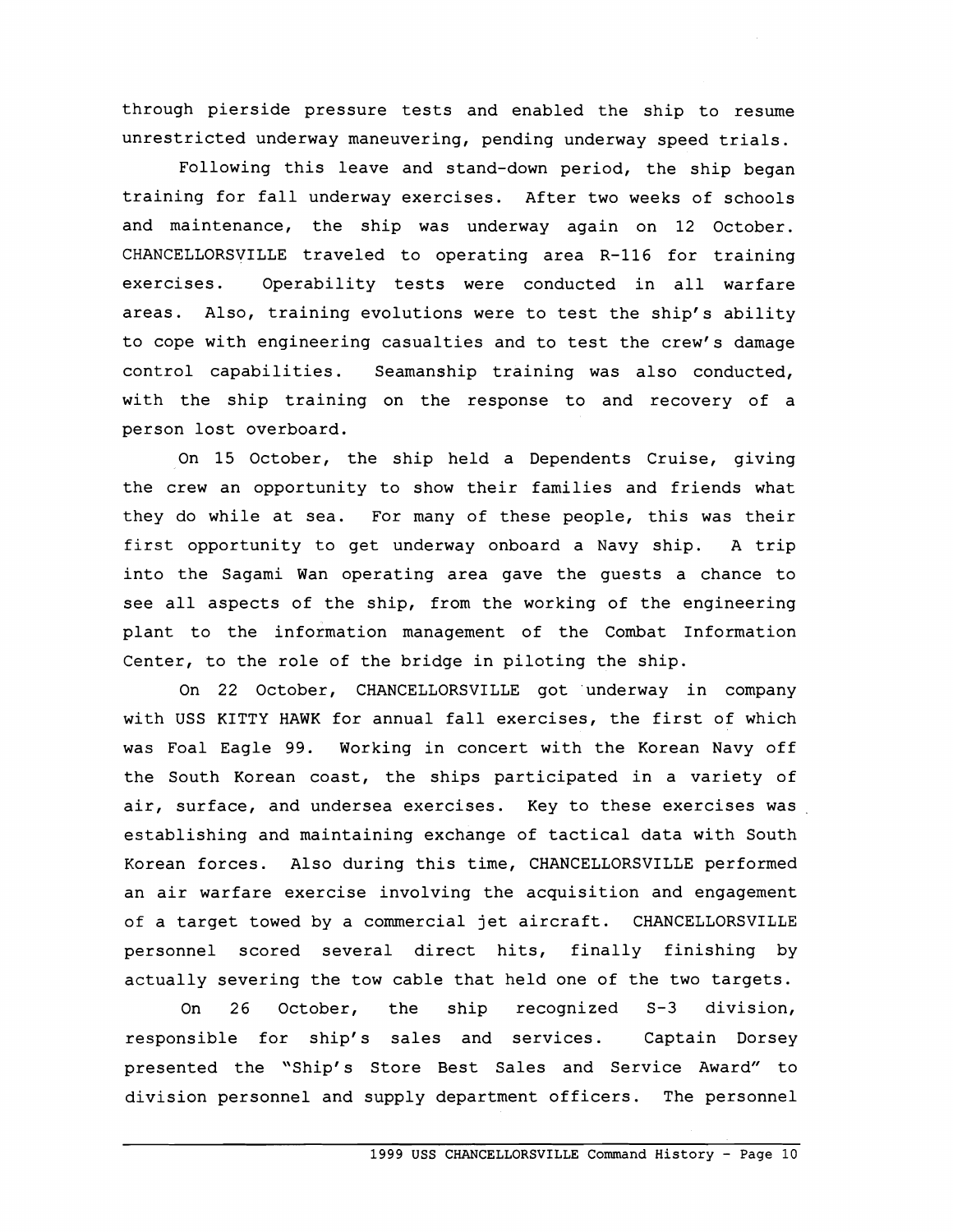through pierside pressure tests and enabled the ship to resume unrestricted underway maneuvering, pending underway speed trials.

Following this leave and stand-down period, the ship began training for fall underway exercises. After two weeks of schools and maintenance, the ship was underway again on 12 October. CHANCELLORSVILLE traveled to operating area R-116 for training exercises. Operability tests were conducted in all warfare areas. Also, training evolutions were to test the ship's ability to cope with engineering casualties and to test the crew's damage control capabilities. Seamanship training was also conducted, with the ship training on the response to and recovery of a person lost overboard.

On 15 October, the ship held a Dependents Cruise, giving the crew an opportunity to show their families and friends what they do while at sea. For many of these people, this was their first opportunity to get underway onboard a Navy ship. A trip into the Sagami Wan operating area gave the guests a chance to see all aspects of the ship, from the working of the engineering plant to the information management of the Combat Information Center, to the role of the bridge in piloting the ship.

On 22 October, CHANCELLORSVILLE got underway in company with USS KITTY HAWK for annual fall exercises, the first of which was Foal Eagle 99. Working in concert with the Korean Navy off the South Korean coast, the ships participated in a variety of air, surface, and undersea exercises. Key to these exercises was establishing and maintaining exchange of tactical data with South Korean forces. Also during this time, CHANCELLORSVILLE performed an air warfare exercise involving the acquisition and engagement of a target towed by a commercial jet aircraft. CHANCELLORSVILLE personnel scored several direct hits, finally finishing by actually severing the tow cable that held one of the two targets.

On 26 October, the ship recognized S-3 division, responsible for ship's sales and services. Captain Dorsey presented the "Ship's Store Best Sales and Service Award" to division personnel and supply department officers. The personnel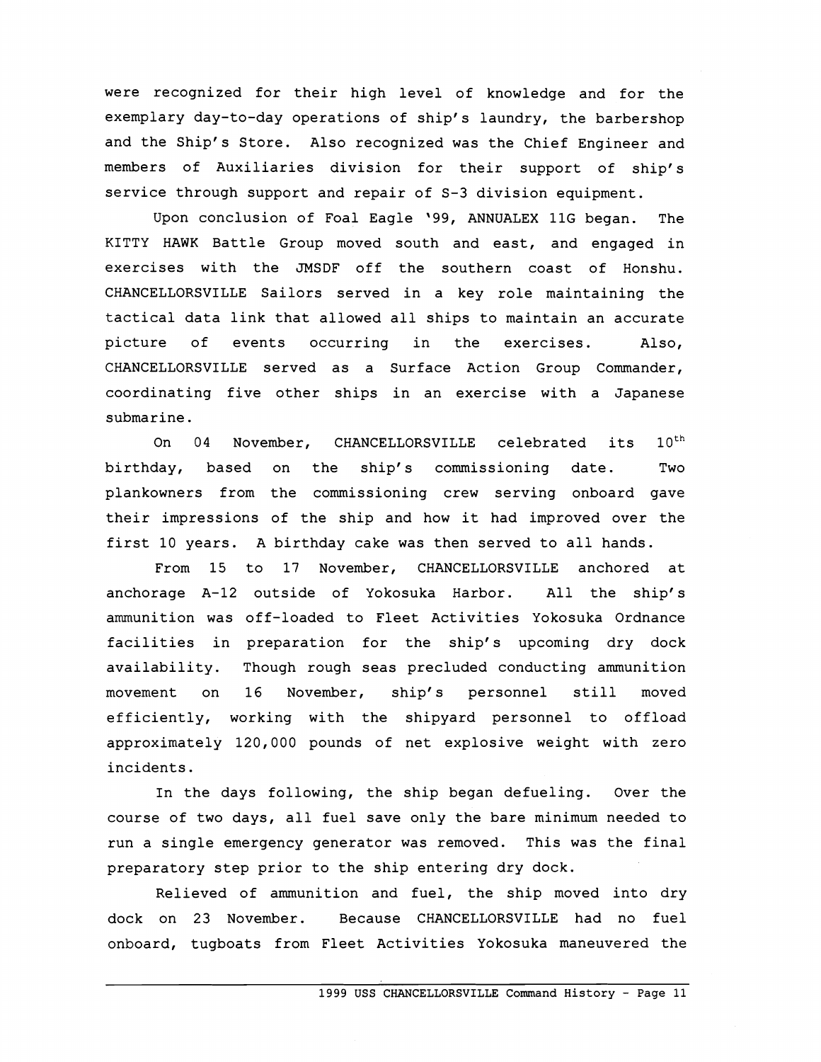were recognized for their high level of knowledge and for the exemplary day-to-day operations of ship's laundry, the barbershop and the Ship's Store. Also recognized was the Chief Engineer and members of Auxiliaries division for their support of ship's service through support and repair of S-3 division equipment.

Upon conclusion of Foal Eagle '99, ANNUALEX 11G began. The KITTY HAWK Battle Group moved south and east, and engaged in exercises with the JMSDF off the southern coast of Honshu. CHANCELLORSVILLE Sailors served in a key role maintaining the tactical data link that allowed all ships to maintain an accurate picture of events occurring in the exercises. Also, CHANCELLORSVILLE served as a Surface Action Group Commander, coordinating five other ships in an exercise with a Japanese submarine.

On 04 November, CHANCELLORSVILLE celebrated its 10th birthday, based on the ship's commissioning date. Two plankowners from the commissioning crew serving onboard gave their impressions of the ship and how it had improved over the first 10 years. A birthday cake was then served to all hands.

From 15 to 17 November, CHANCELLORSVILLE anchored at anchorage A-12 outside of Yokosuka Harbor. All the ship's ammunition was off-loaded to Fleet Activities Yokosuka Ordnance facilities in preparation for the ship's upcoming dry dock availability. Though rough seas precluded conducting ammunition movement on 16 November, ship's personnel still moved efficiently, working with the shipyard personnel to offload approximately 120,000 pounds of net explosive weight with zero incidents.

In the days following, the ship began defueling. Over the course of two days, all fuel save only the bare minimum needed to run a single emergency generator was removed. This was the final preparatory step prior to the ship entering dry dock.

Relieved of ammunition and fuel, the ship moved into dry dock on 23 November. Because CHANCELLORSVILLE had no fuel onboard, tugboats from Fleet Activities Yokosuka maneuvered the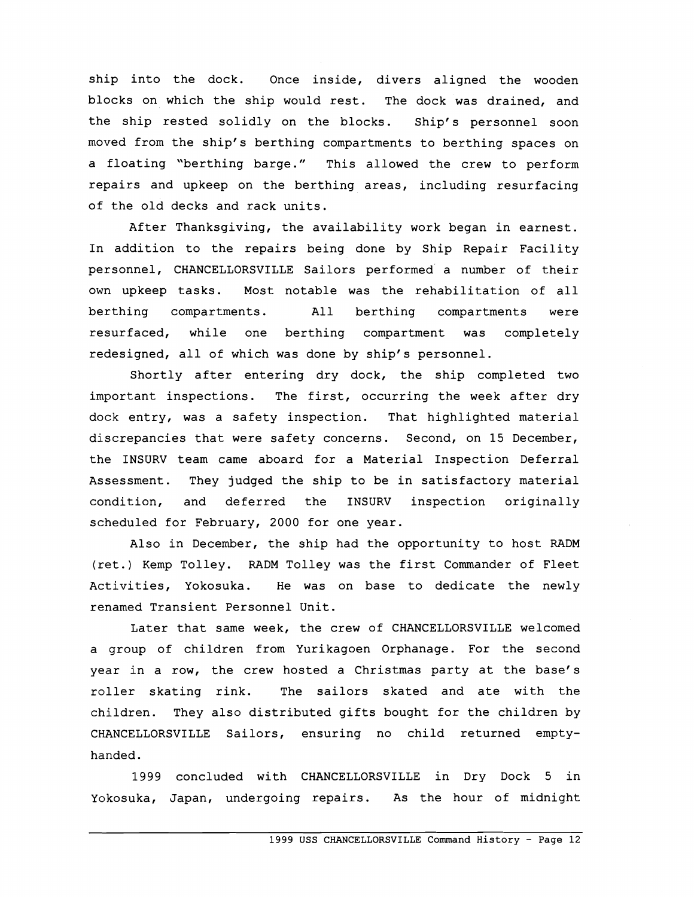ship into the dock. Once inside, divers aligned the wooden blocks on which the ship would rest. The dock was drained, and the ship rested solidly on the blocks. Ship's personnel soon moved from the ship's berthing compartments to berthing spaces on a floating "berthing barge." This allowed the crew to perform repairs and upkeep on the berthing areas, including resurfacing of the old decks and rack units.

After Thanksgiving, the availability work began in earnest. In addition to the repairs being done by Ship Repair Facility personnel, CHANCELLORSVILLE Sailors performed a number of their own upkeep tasks. Most notable was the rehabilitation of all berthing compartments. All berthing compartments were resurfaced, while one berthing compartment was completely redesigned, all of which was done by ship's personnel.

Shortly after entering dry dock, the ship completed two important inspections. The first, occurring the week after dry dock entry, was a safety inspection. That highlighted material discrepancies that were safety concerns. Second, on 15 December, the INSURV team came aboard for a Material Inspection Deferral Assessment. They judged the ship to be in satisfactory material condition, and deferred the INSURV inspection originally scheduled for February, 2000 for one year.

Also in December, the ship had the opportunity to host RADM (ret.) Kemp Tolley. RADM Tolley was the first Commander of Fleet Activities, Yokosuka. He was on base to dedicate the newly renamed Transient Personnel Unit.

Later that same week, the crew of CHANCELLORSVILLE welcomed a group of children from Yurikagoen Orphanage. For the second year in a row, the crew hosted a Christmas party at the base's roller skating rink. The sailors skated and ate with the children. They also distributed gifts bought for the children by CHANCELLORSVILLE Sailors, ensuring no child returned empty-handed.

1999 concluded with CHANCELLORSVILLE in Dry Dock 5 in Yokosuka, Japan, undergoing repairs. As the hour of midnight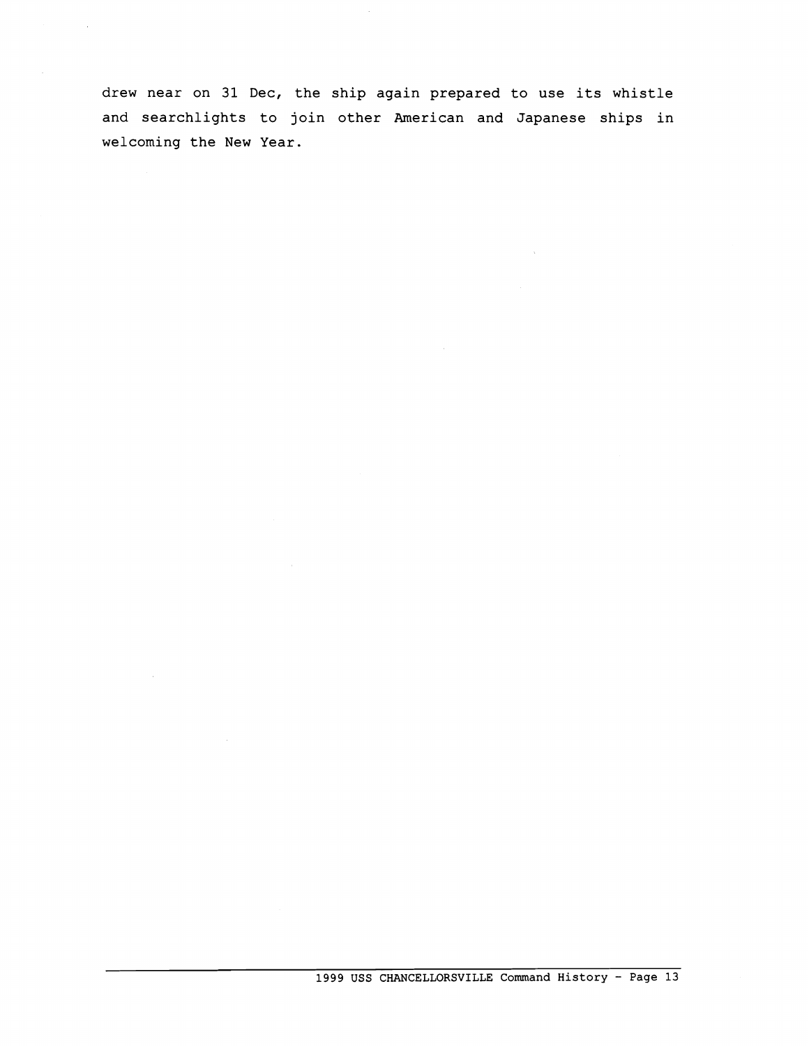drew near on 31 Dec, the ship again prepared to use its whistle and searchlights to join other American and Japanese ships in welcoming the New Year.